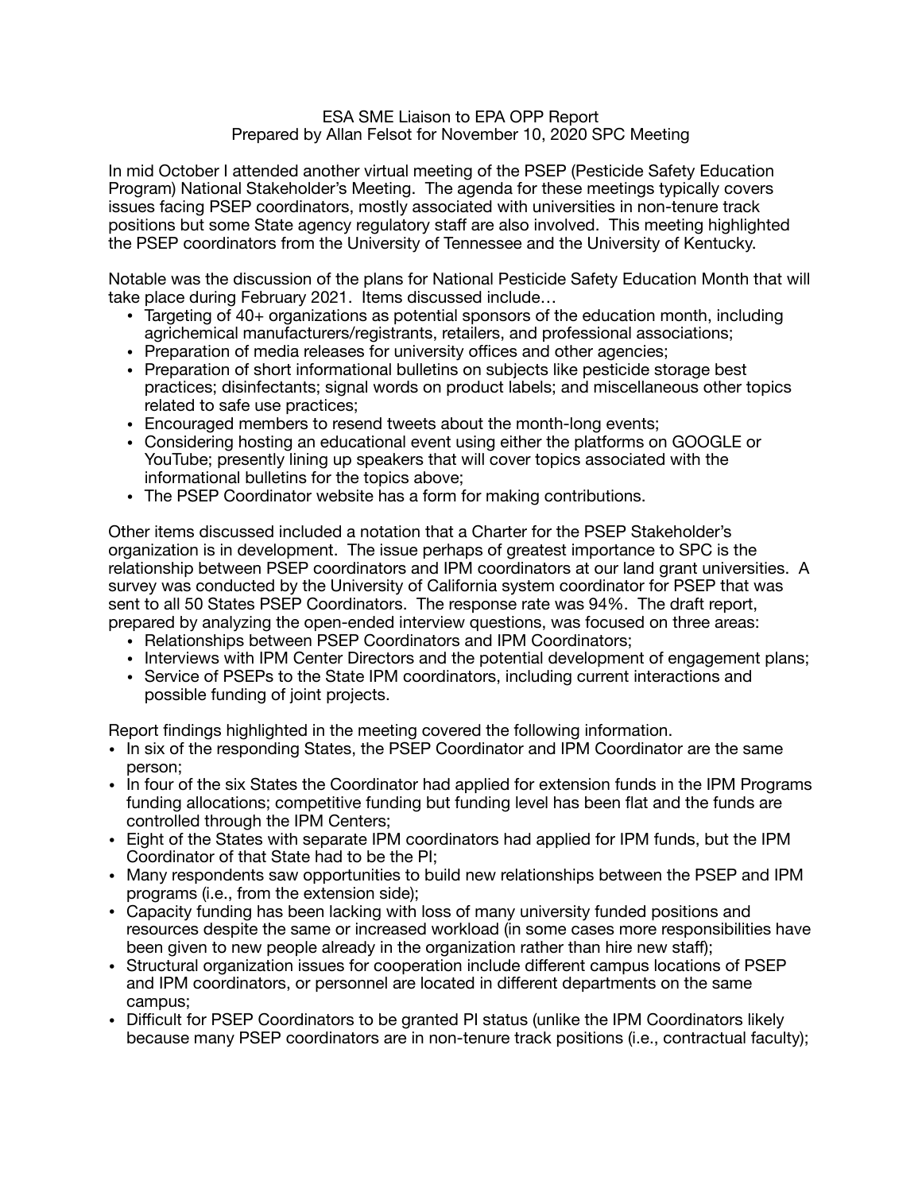ESA SME Liaison to EPA OPP Report
Prepared by Allan Felsot for November 10, 2020 SPC Meeting

In mid October I attended another virtual meeting of the PSEP (Pesticide Safety Education Program) National Stakeholder's Meeting. The agenda for these meetings typically covers issues facing PSEP coordinators, mostly associated with universities in non-tenure track positions but some State agency regulatory staff are also involved. This meeting highlighted the PSEP coordinators from the University of Tennessee and the University of Kentucky.

Notable was the discussion of the plans for National Pesticide Safety Education Month that will take place during February 2021. Items discussed include…

- Targeting of 40+ organizations as potential sponsors of the education month, including agrichemical manufacturers/registrants, retailers, and professional associations;
- Preparation of media releases for university offices and other agencies;
- Preparation of short informational bulletins on subjects like pesticide storage best practices; disinfectants; signal words on product labels; and miscellaneous other topics related to safe use practices;
- Encouraged members to resend tweets about the month-long events;
- Considering hosting an educational event using either the platforms on GOOGLE or YouTube; presently lining up speakers that will cover topics associated with the informational bulletins for the topics above;
- The PSEP Coordinator website has a form for making contributions.

Other items discussed included a notation that a Charter for the PSEP Stakeholder's organization is in development. The issue perhaps of greatest importance to SPC is the relationship between PSEP coordinators and IPM coordinators at our land grant universities. A survey was conducted by the University of California system coordinator for PSEP that was sent to all 50 States PSEP Coordinators. The response rate was 94%. The draft report, prepared by analyzing the open-ended interview questions, was focused on three areas:

- Relationships between PSEP Coordinators and IPM Coordinators;
- Interviews with IPM Center Directors and the potential development of engagement plans;
- Service of PSEPs to the State IPM coordinators, including current interactions and possible funding of joint projects.

Report findings highlighted in the meeting covered the following information.

- In six of the responding States, the PSEP Coordinator and IPM Coordinator are the same person;
- In four of the six States the Coordinator had applied for extension funds in the IPM Programs funding allocations; competitive funding but funding level has been flat and the funds are controlled through the IPM Centers;
- Eight of the States with separate IPM coordinators had applied for IPM funds, but the IPM Coordinator of that State had to be the PI;
- Many respondents saw opportunities to build new relationships between the PSEP and IPM programs (i.e., from the extension side);
- Capacity funding has been lacking with loss of many university funded positions and resources despite the same or increased workload (in some cases more responsibilities have been given to new people already in the organization rather than hire new staff);
- Structural organization issues for cooperation include different campus locations of PSEP and IPM coordinators, or personnel are located in different departments on the same campus;
- Difficult for PSEP Coordinators to be granted PI status (unlike the IPM Coordinators likely because many PSEP coordinators are in non-tenure track positions (i.e., contractual faculty);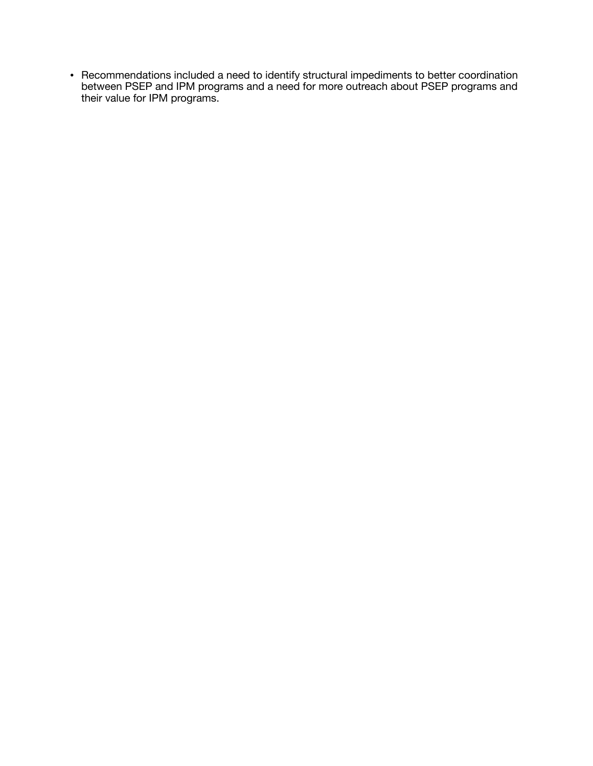- Recommendations included a need to identify structural impediments to better coordination between PSEP and IPM programs and a need for more outreach about PSEP programs and their value for IPM programs.